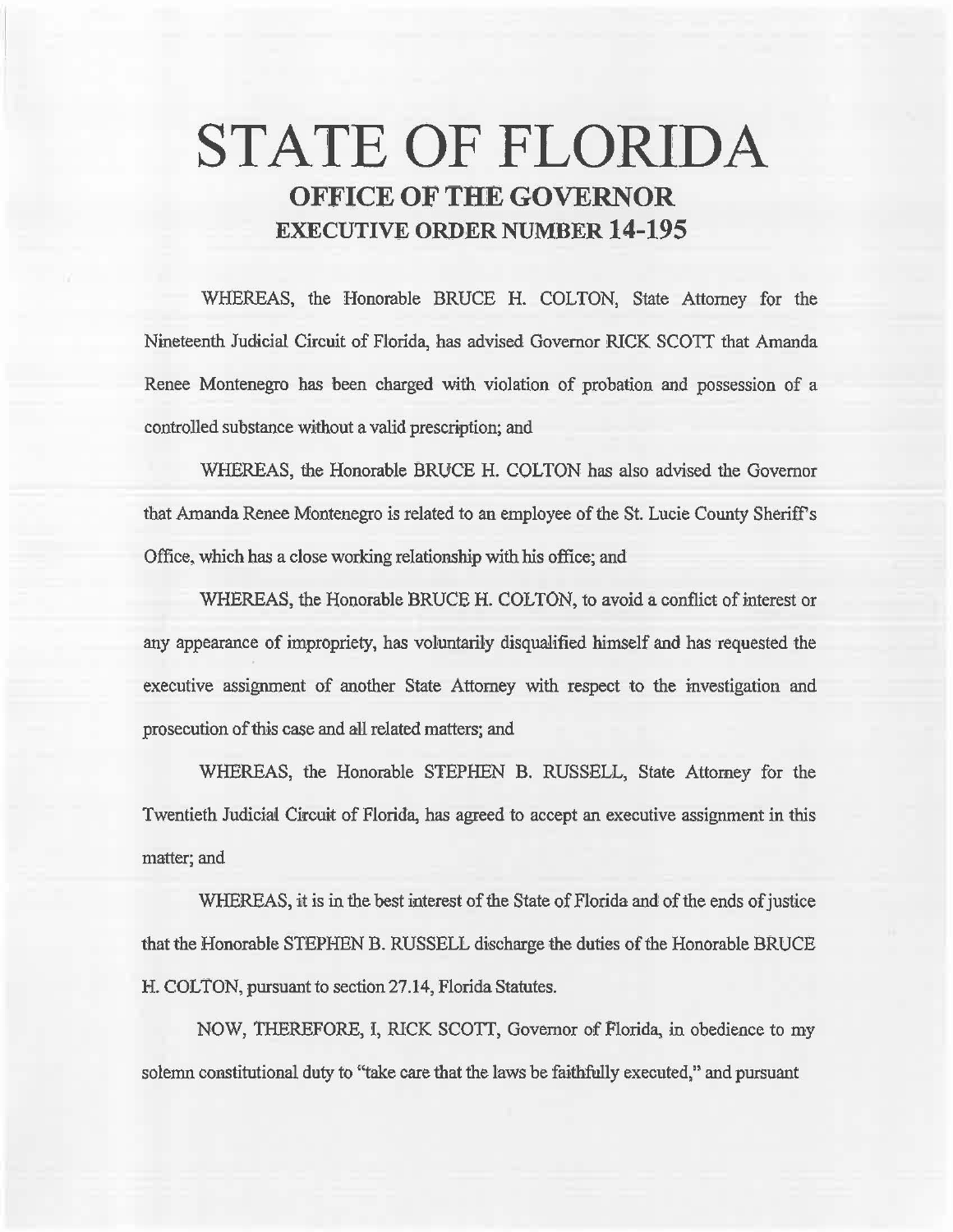# STATE OF FLORIDA
## OFFICE OF THE GOVERNOR
## EXECUTIVE ORDER NUMBER 14-195

WHEREAS, the Honorable BRUCE H. COLTON, State Attorney for the Nineteenth Judicial Circuit of Florida, has advised Governor RICK SCOTT that Amanda Renee Montenegro has been charged with violation of probation and possession of a controlled substance without a valid prescription; and

WHEREAS, the Honorable BRUCE H. COLTON has also advised the Governor that Amanda Renee Montenegro is related to an employee of the St. Lucie County Sheriff's Office, which has a close working relationship with his office; and

WHEREAS, the Honorable BRUCE H. COLTON, to avoid a conflict of interest or any appearance of impropriety, has voluntarily disqualified himself and has requested the executive assignment of another State Attorney with respect to the investigation and prosecution of this case and all related matters; and

WHEREAS, the Honorable STEPHEN B. RUSSELL, State Attorney for the Twentieth Judicial Circuit of Florida, has agreed to accept an executive assignment in this matter; and

WHEREAS, it is in the best interest of the State of Florida and of the ends of justice that the Honorable STEPHEN B. RUSSELL discharge the duties of the Honorable BRUCE H. COLTON, pursuant to section 27.14, Florida Statutes.

NOW, THEREFORE, I, RICK SCOTT, Governor of Florida, in obedience to my solemn constitutional duty to "take care that the laws be faithfully executed," and pursuant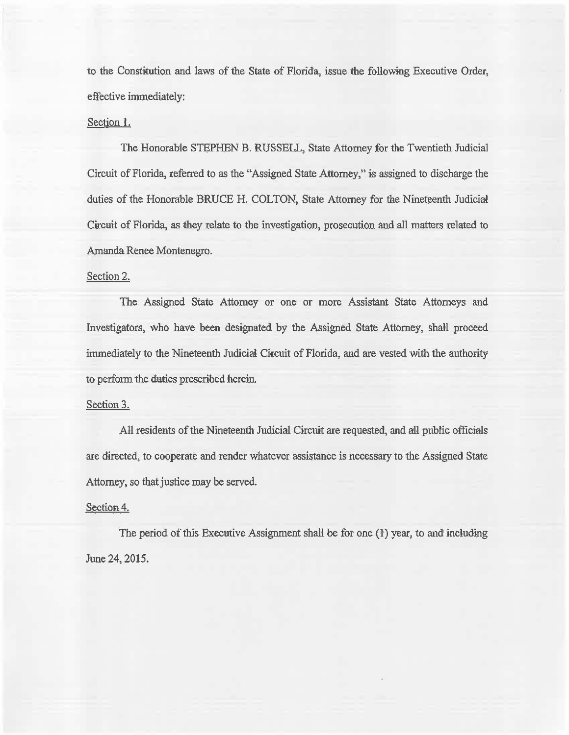to the Constitution and laws of the State of Florida, issue the following Executive Order, effective immediately:

Section 1.

The Honorable STEPHEN B. RUSSELL, State Attorney for the Twentieth Judicial Circuit of Florida, referred to as the "Assigned State Attorney," is assigned to discharge the duties of the Honorable BRUCE H. COLTON, State Attorney for the Nineteenth Judicial Circuit of Florida, as they relate to the investigation, prosecution and all matters related to Amanda Renee Montenegro.

Section 2.

The Assigned State Attorney or one or more Assistant State Attorneys and Investigators, who have been designated by the Assigned State Attorney, shall proceed immediately to the Nineteenth Judicial Circuit of Florida, and are vested with the authority to perform the duties prescribed herein.

Section 3.

All residents of the Nineteenth Judicial Circuit are requested, and all public officials are directed, to cooperate and render whatever assistance is necessary to the Assigned State Attorney, so that justice may be served.

Section 4.

The period of this Executive Assignment shall be for one (1) year, to and including June 24, 2015.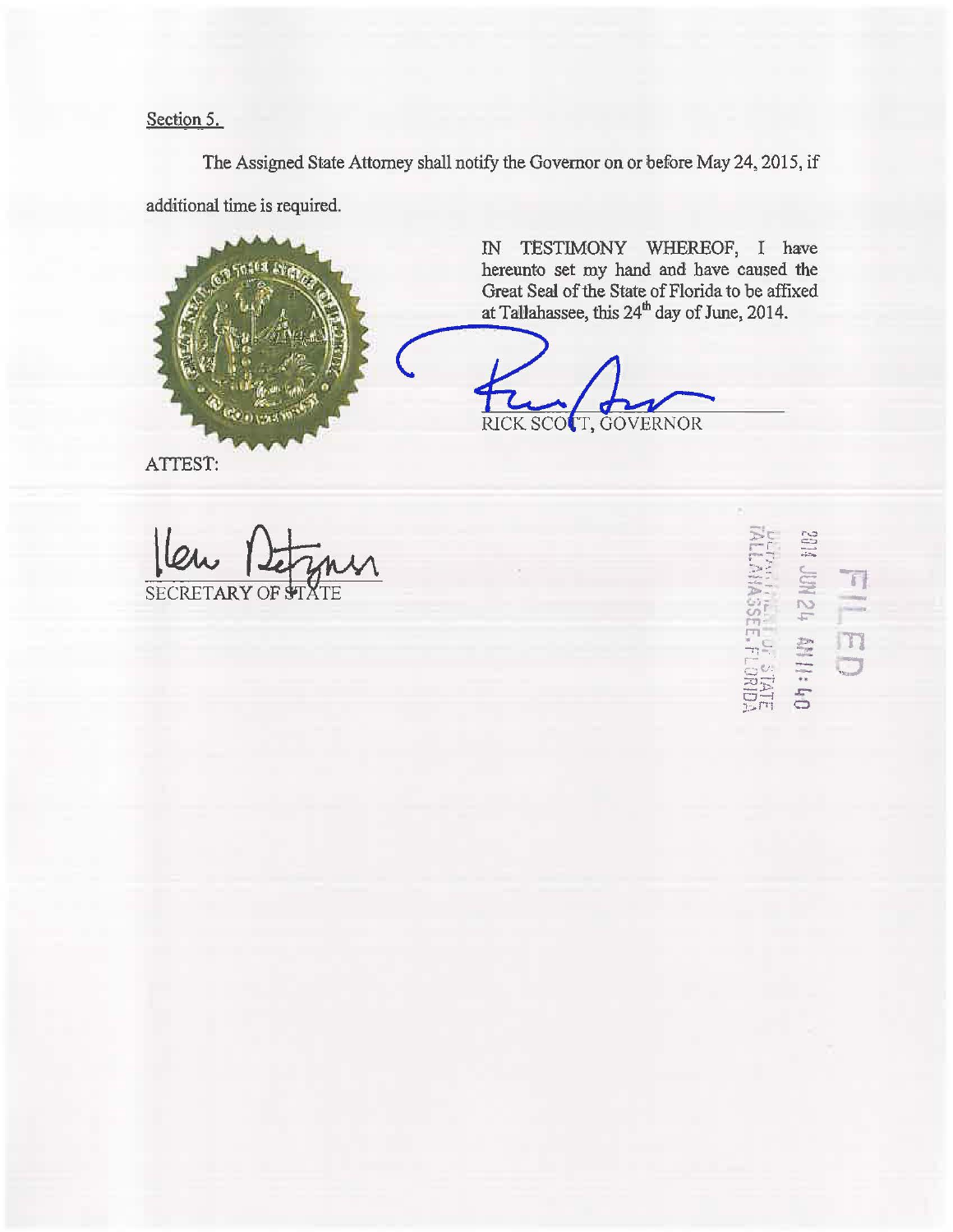Section 5.

The Assigned State Attorney shall notify the Governor on or before May 24, 2015, if additional time is required.

IN TESTIMONY WHEREOF, I have hereunto set my hand and have caused the Great Seal of the State of Florida to be affixed at Tallahassee, this 24[th] day of June, 2014.

RICK SCOTT, GOVERNOR

ATTEST:

SECRETARY OF STATE

FILED

2014 JUN 24 AM 11:40

DEPARTMENT OF STATE
TALLAHASSEE, FLORIDA